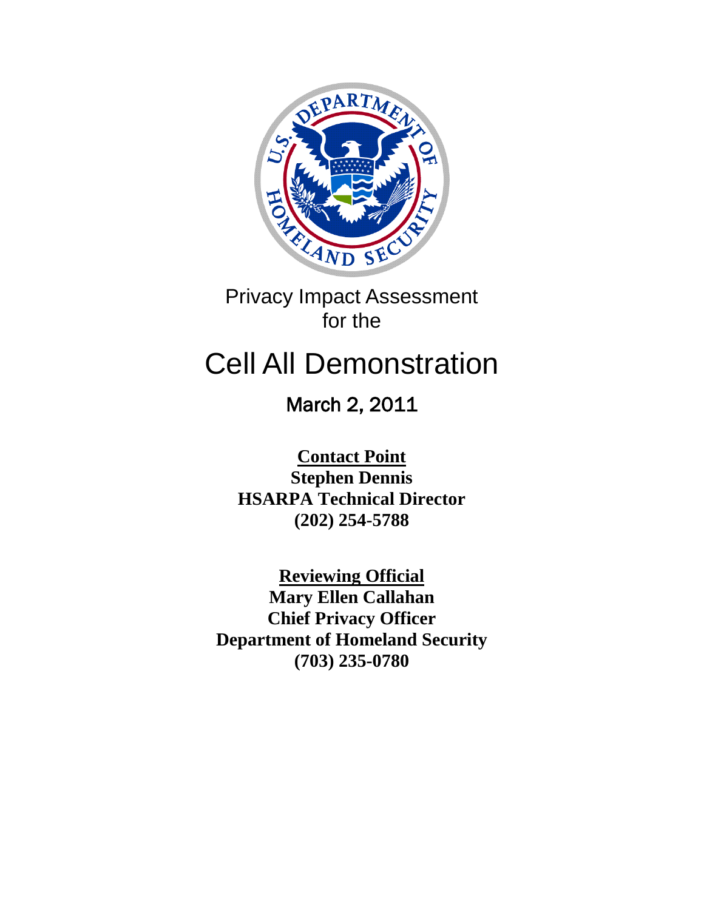Privacy Impact Assessment
for the

# Cell All Demonstration

March 2, 2011

**Contact Point**
**Stephen Dennis**
**HSARPA Technical Director**
**(202) 254-5788**

**Reviewing Official**
**Mary Ellen Callahan**
**Chief Privacy Officer**
**Department of Homeland Security**
**(703) 235-0780**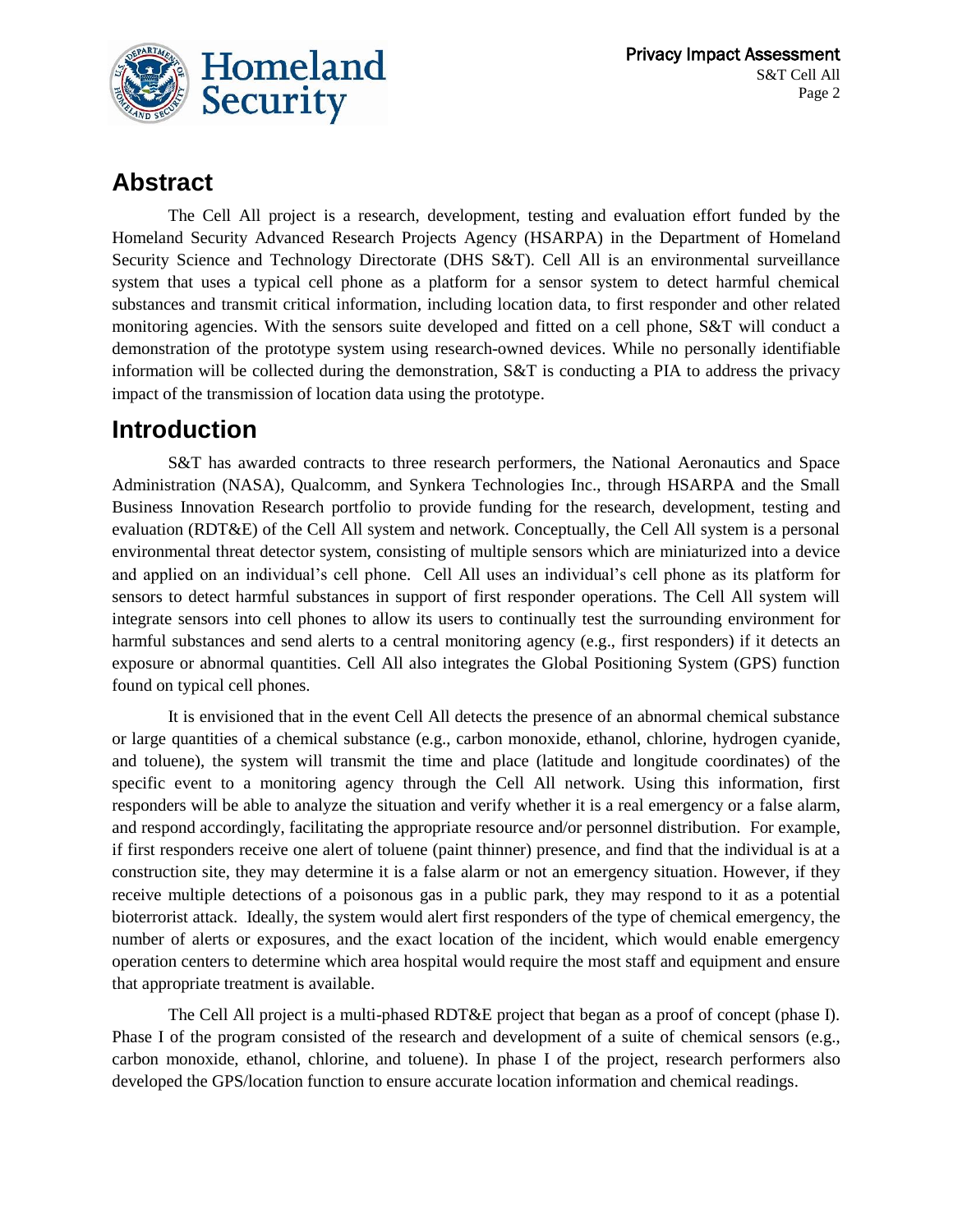## Abstract

The Cell All project is a research, development, testing and evaluation effort funded by the Homeland Security Advanced Research Projects Agency (HSARPA) in the Department of Homeland Security Science and Technology Directorate (DHS S&T). Cell All is an environmental surveillance system that uses a typical cell phone as a platform for a sensor system to detect harmful chemical substances and transmit critical information, including location data, to first responder and other related monitoring agencies. With the sensors suite developed and fitted on a cell phone, S&T will conduct a demonstration of the prototype system using research-owned devices. While no personally identifiable information will be collected during the demonstration, S&T is conducting a PIA to address the privacy impact of the transmission of location data using the prototype.

## Introduction

S&T has awarded contracts to three research performers, the National Aeronautics and Space Administration (NASA), Qualcomm, and Synkera Technologies Inc., through HSARPA and the Small Business Innovation Research portfolio to provide funding for the research, development, testing and evaluation (RDT&E) of the Cell All system and network. Conceptually, the Cell All system is a personal environmental threat detector system, consisting of multiple sensors which are miniaturized into a device and applied on an individual's cell phone. Cell All uses an individual's cell phone as its platform for sensors to detect harmful substances in support of first responder operations. The Cell All system will integrate sensors into cell phones to allow its users to continually test the surrounding environment for harmful substances and send alerts to a central monitoring agency (e.g., first responders) if it detects an exposure or abnormal quantities. Cell All also integrates the Global Positioning System (GPS) function found on typical cell phones.

It is envisioned that in the event Cell All detects the presence of an abnormal chemical substance or large quantities of a chemical substance (e.g., carbon monoxide, ethanol, chlorine, hydrogen cyanide, and toluene), the system will transmit the time and place (latitude and longitude coordinates) of the specific event to a monitoring agency through the Cell All network. Using this information, first responders will be able to analyze the situation and verify whether it is a real emergency or a false alarm, and respond accordingly, facilitating the appropriate resource and/or personnel distribution. For example, if first responders receive one alert of toluene (paint thinner) presence, and find that the individual is at a construction site, they may determine it is a false alarm or not an emergency situation. However, if they receive multiple detections of a poisonous gas in a public park, they may respond to it as a potential bioterrorist attack. Ideally, the system would alert first responders of the type of chemical emergency, the number of alerts or exposures, and the exact location of the incident, which would enable emergency operation centers to determine which area hospital would require the most staff and equipment and ensure that appropriate treatment is available.

The Cell All project is a multi-phased RDT&E project that began as a proof of concept (phase I). Phase I of the program consisted of the research and development of a suite of chemical sensors (e.g., carbon monoxide, ethanol, chlorine, and toluene). In phase I of the project, research performers also developed the GPS/location function to ensure accurate location information and chemical readings.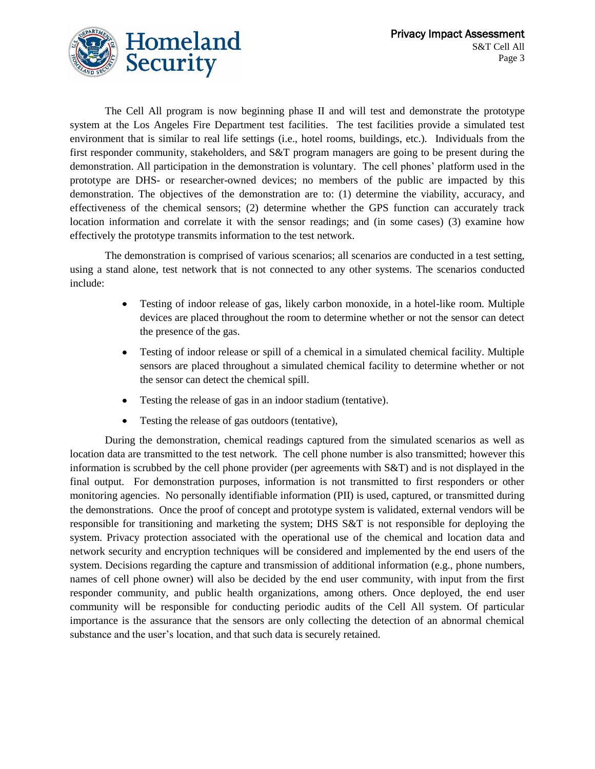The Cell All program is now beginning phase II and will test and demonstrate the prototype system at the Los Angeles Fire Department test facilities. The test facilities provide a simulated test environment that is similar to real life settings (i.e., hotel rooms, buildings, etc.). Individuals from the first responder community, stakeholders, and S&T program managers are going to be present during the demonstration. All participation in the demonstration is voluntary. The cell phones' platform used in the prototype are DHS- or researcher-owned devices; no members of the public are impacted by this demonstration. The objectives of the demonstration are to: (1) determine the viability, accuracy, and effectiveness of the chemical sensors; (2) determine whether the GPS function can accurately track location information and correlate it with the sensor readings; and (in some cases) (3) examine how effectively the prototype transmits information to the test network.

The demonstration is comprised of various scenarios; all scenarios are conducted in a test setting, using a stand alone, test network that is not connected to any other systems. The scenarios conducted include:

- Testing of indoor release of gas, likely carbon monoxide, in a hotel-like room. Multiple devices are placed throughout the room to determine whether or not the sensor can detect the presence of the gas.
- Testing of indoor release or spill of a chemical in a simulated chemical facility. Multiple sensors are placed throughout a simulated chemical facility to determine whether or not the sensor can detect the chemical spill.
- Testing the release of gas in an indoor stadium (tentative).
- Testing the release of gas outdoors (tentative),

During the demonstration, chemical readings captured from the simulated scenarios as well as location data are transmitted to the test network. The cell phone number is also transmitted; however this information is scrubbed by the cell phone provider (per agreements with S&T) and is not displayed in the final output. For demonstration purposes, information is not transmitted to first responders or other monitoring agencies. No personally identifiable information (PII) is used, captured, or transmitted during the demonstrations. Once the proof of concept and prototype system is validated, external vendors will be responsible for transitioning and marketing the system; DHS S&T is not responsible for deploying the system. Privacy protection associated with the operational use of the chemical and location data and network security and encryption techniques will be considered and implemented by the end users of the system. Decisions regarding the capture and transmission of additional information (e.g., phone numbers, names of cell phone owner) will also be decided by the end user community, with input from the first responder community, and public health organizations, among others. Once deployed, the end user community will be responsible for conducting periodic audits of the Cell All system. Of particular importance is the assurance that the sensors are only collecting the detection of an abnormal chemical substance and the user's location, and that such data is securely retained.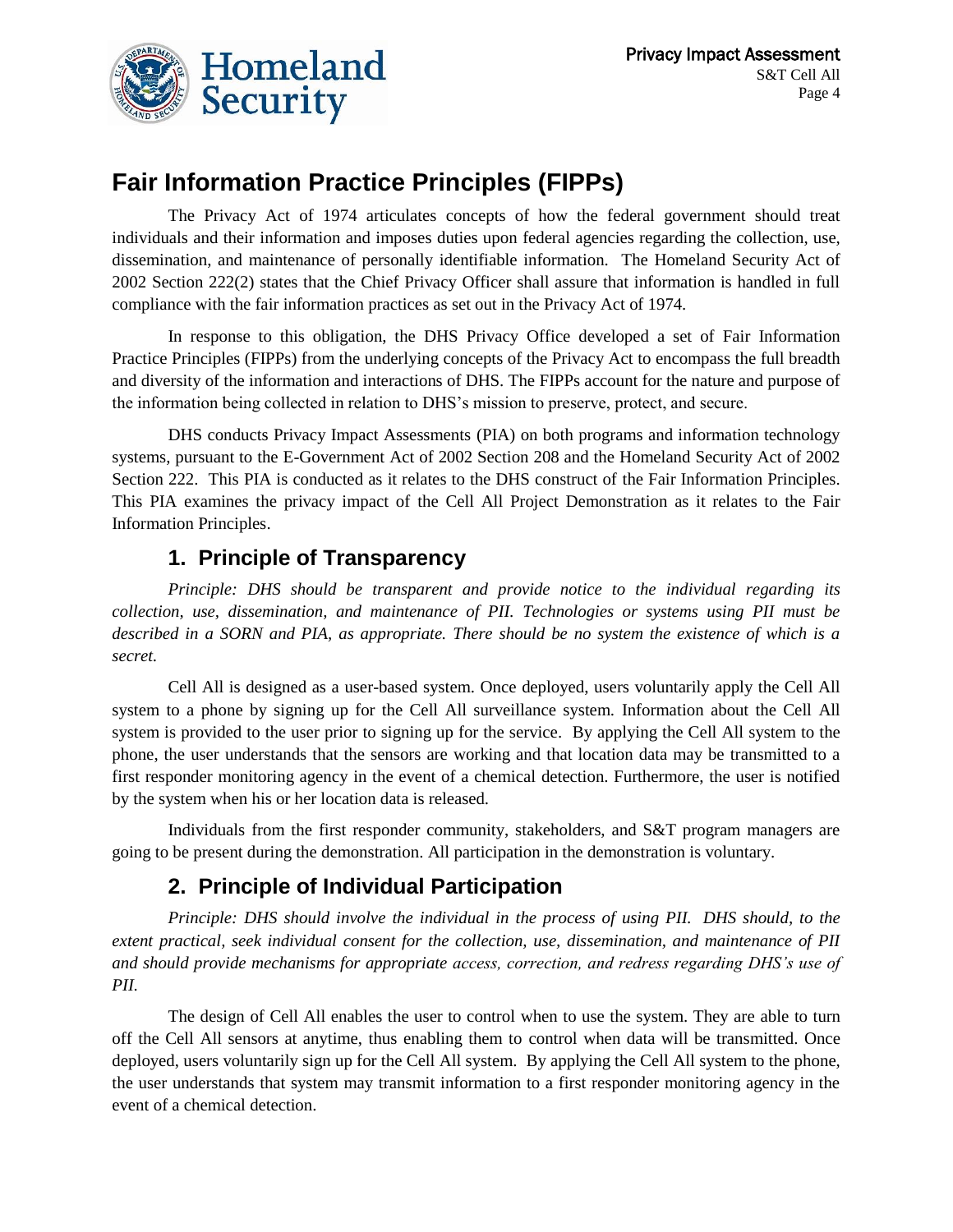## Fair Information Practice Principles (FIPPs)

The Privacy Act of 1974 articulates concepts of how the federal government should treat individuals and their information and imposes duties upon federal agencies regarding the collection, use, dissemination, and maintenance of personally identifiable information. The Homeland Security Act of 2002 Section 222(2) states that the Chief Privacy Officer shall assure that information is handled in full compliance with the fair information practices as set out in the Privacy Act of 1974.

In response to this obligation, the DHS Privacy Office developed a set of Fair Information Practice Principles (FIPPs) from the underlying concepts of the Privacy Act to encompass the full breadth and diversity of the information and interactions of DHS. The FIPPs account for the nature and purpose of the information being collected in relation to DHS's mission to preserve, protect, and secure.

DHS conducts Privacy Impact Assessments (PIA) on both programs and information technology systems, pursuant to the E-Government Act of 2002 Section 208 and the Homeland Security Act of 2002 Section 222. This PIA is conducted as it relates to the DHS construct of the Fair Information Principles. This PIA examines the privacy impact of the Cell All Project Demonstration as it relates to the Fair Information Principles.

### 1. Principle of Transparency

*Principle: DHS should be transparent and provide notice to the individual regarding its collection, use, dissemination, and maintenance of PII. Technologies or systems using PII must be described in a SORN and PIA, as appropriate. There should be no system the existence of which is a secret.*

Cell All is designed as a user-based system. Once deployed, users voluntarily apply the Cell All system to a phone by signing up for the Cell All surveillance system. Information about the Cell All system is provided to the user prior to signing up for the service. By applying the Cell All system to the phone, the user understands that the sensors are working and that location data may be transmitted to a first responder monitoring agency in the event of a chemical detection. Furthermore, the user is notified by the system when his or her location data is released.

Individuals from the first responder community, stakeholders, and S&T program managers are going to be present during the demonstration. All participation in the demonstration is voluntary.

### 2. Principle of Individual Participation

*Principle: DHS should involve the individual in the process of using PII. DHS should, to the extent practical, seek individual consent for the collection, use, dissemination, and maintenance of PII and should provide mechanisms for appropriate access, correction, and redress regarding DHS's use of PII.*

The design of Cell All enables the user to control when to use the system. They are able to turn off the Cell All sensors at anytime, thus enabling them to control when data will be transmitted. Once deployed, users voluntarily sign up for the Cell All system. By applying the Cell All system to the phone, the user understands that system may transmit information to a first responder monitoring agency in the event of a chemical detection.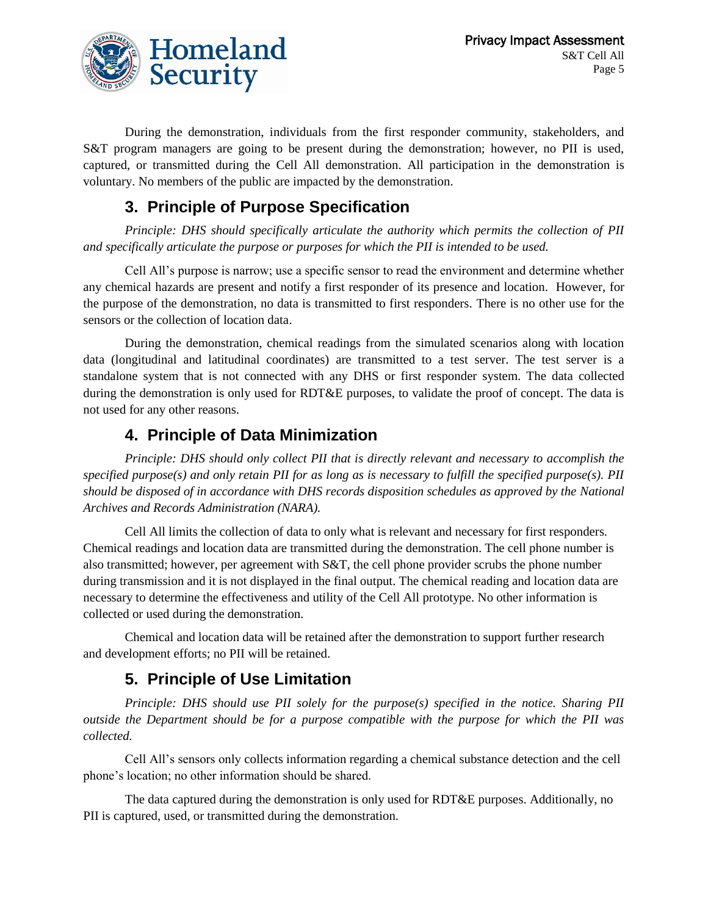During the demonstration, individuals from the first responder community, stakeholders, and S&T program managers are going to be present during the demonstration; however, no PII is used, captured, or transmitted during the Cell All demonstration. All participation in the demonstration is voluntary. No members of the public are impacted by the demonstration.

## 3. Principle of Purpose Specification

*Principle: DHS should specifically articulate the authority which permits the collection of PII and specifically articulate the purpose or purposes for which the PII is intended to be used.*

Cell All's purpose is narrow; use a specific sensor to read the environment and determine whether any chemical hazards are present and notify a first responder of its presence and location. However, for the purpose of the demonstration, no data is transmitted to first responders. There is no other use for the sensors or the collection of location data.

During the demonstration, chemical readings from the simulated scenarios along with location data (longitudinal and latitudinal coordinates) are transmitted to a test server. The test server is a standalone system that is not connected with any DHS or first responder system. The data collected during the demonstration is only used for RDT&E purposes, to validate the proof of concept. The data is not used for any other reasons.

## 4. Principle of Data Minimization

*Principle: DHS should only collect PII that is directly relevant and necessary to accomplish the specified purpose(s) and only retain PII for as long as is necessary to fulfill the specified purpose(s). PII should be disposed of in accordance with DHS records disposition schedules as approved by the National Archives and Records Administration (NARA).*

Cell All limits the collection of data to only what is relevant and necessary for first responders. Chemical readings and location data are transmitted during the demonstration. The cell phone number is also transmitted; however, per agreement with S&T, the cell phone provider scrubs the phone number during transmission and it is not displayed in the final output. The chemical reading and location data are necessary to determine the effectiveness and utility of the Cell All prototype. No other information is collected or used during the demonstration.

Chemical and location data will be retained after the demonstration to support further research and development efforts; no PII will be retained.

## 5. Principle of Use Limitation

*Principle: DHS should use PII solely for the purpose(s) specified in the notice. Sharing PII outside the Department should be for a purpose compatible with the purpose for which the PII was collected.*

Cell All's sensors only collects information regarding a chemical substance detection and the cell phone's location; no other information should be shared.

The data captured during the demonstration is only used for RDT&E purposes. Additionally, no PII is captured, used, or transmitted during the demonstration.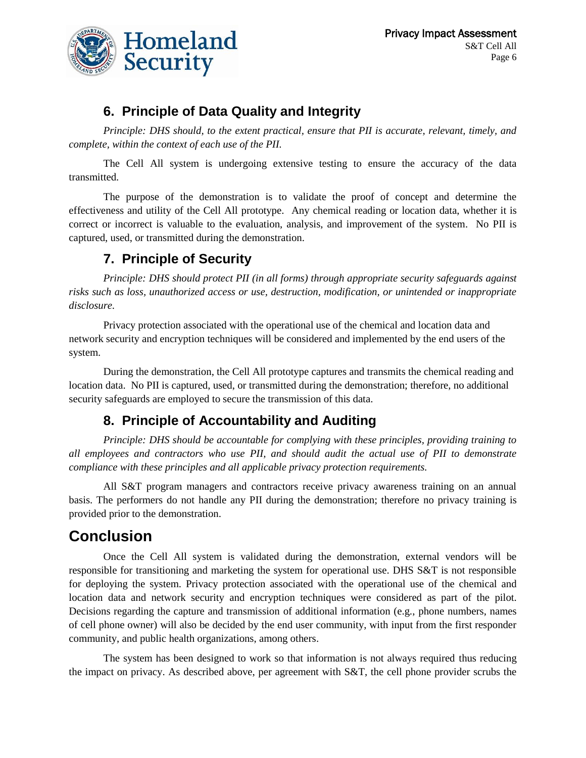## 6. Principle of Data Quality and Integrity

*Principle: DHS should, to the extent practical, ensure that PII is accurate, relevant, timely, and complete, within the context of each use of the PII.*

The Cell All system is undergoing extensive testing to ensure the accuracy of the data transmitted.

The purpose of the demonstration is to validate the proof of concept and determine the effectiveness and utility of the Cell All prototype. Any chemical reading or location data, whether it is correct or incorrect is valuable to the evaluation, analysis, and improvement of the system. No PII is captured, used, or transmitted during the demonstration.

## 7. Principle of Security

*Principle: DHS should protect PII (in all forms) through appropriate security safeguards against risks such as loss, unauthorized access or use, destruction, modification, or unintended or inappropriate disclosure.*

Privacy protection associated with the operational use of the chemical and location data and network security and encryption techniques will be considered and implemented by the end users of the system.

During the demonstration, the Cell All prototype captures and transmits the chemical reading and location data. No PII is captured, used, or transmitted during the demonstration; therefore, no additional security safeguards are employed to secure the transmission of this data.

## 8. Principle of Accountability and Auditing

*Principle: DHS should be accountable for complying with these principles, providing training to all employees and contractors who use PII, and should audit the actual use of PII to demonstrate compliance with these principles and all applicable privacy protection requirements.*

All S&T program managers and contractors receive privacy awareness training on an annual basis. The performers do not handle any PII during the demonstration; therefore no privacy training is provided prior to the demonstration.

# Conclusion

Once the Cell All system is validated during the demonstration, external vendors will be responsible for transitioning and marketing the system for operational use. DHS S&T is not responsible for deploying the system. Privacy protection associated with the operational use of the chemical and location data and network security and encryption techniques were considered as part of the pilot. Decisions regarding the capture and transmission of additional information (e.g., phone numbers, names of cell phone owner) will also be decided by the end user community, with input from the first responder community, and public health organizations, among others.

The system has been designed to work so that information is not always required thus reducing the impact on privacy. As described above, per agreement with S&T, the cell phone provider scrubs the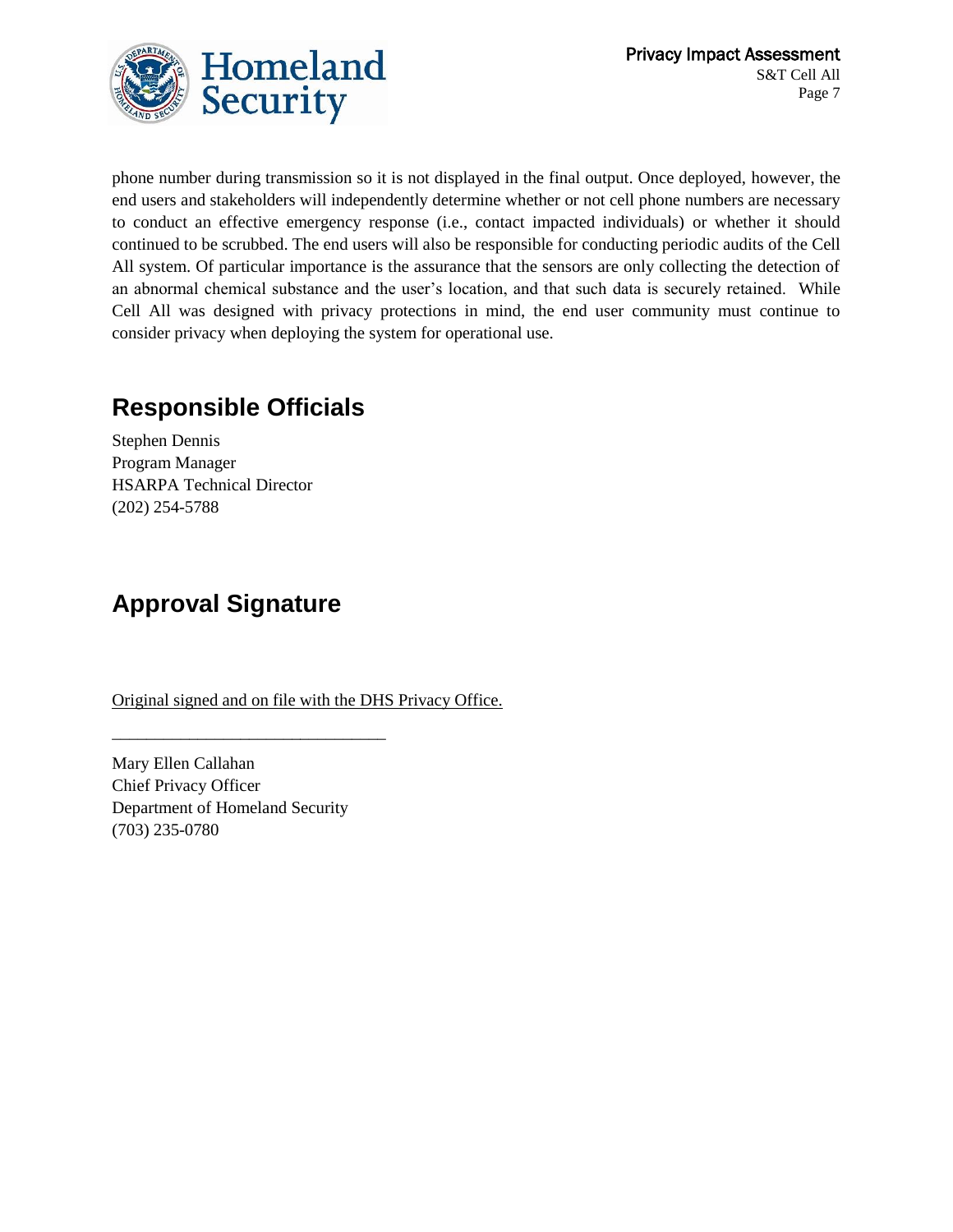phone number during transmission so it is not displayed in the final output. Once deployed, however, the end users and stakeholders will independently determine whether or not cell phone numbers are necessary to conduct an effective emergency response (i.e., contact impacted individuals) or whether it should continued to be scrubbed. The end users will also be responsible for conducting periodic audits of the Cell All system. Of particular importance is the assurance that the sensors are only collecting the detection of an abnormal chemical substance and the user's location, and that such data is securely retained. While Cell All was designed with privacy protections in mind, the end user community must continue to consider privacy when deploying the system for operational use.

## Responsible Officials

Stephen Dennis
Program Manager
HSARPA Technical Director
(202) 254-5788

## Approval Signature

Original signed and on file with the DHS Privacy Office.

________________________________

Mary Ellen Callahan
Chief Privacy Officer
Department of Homeland Security
(703) 235-0780